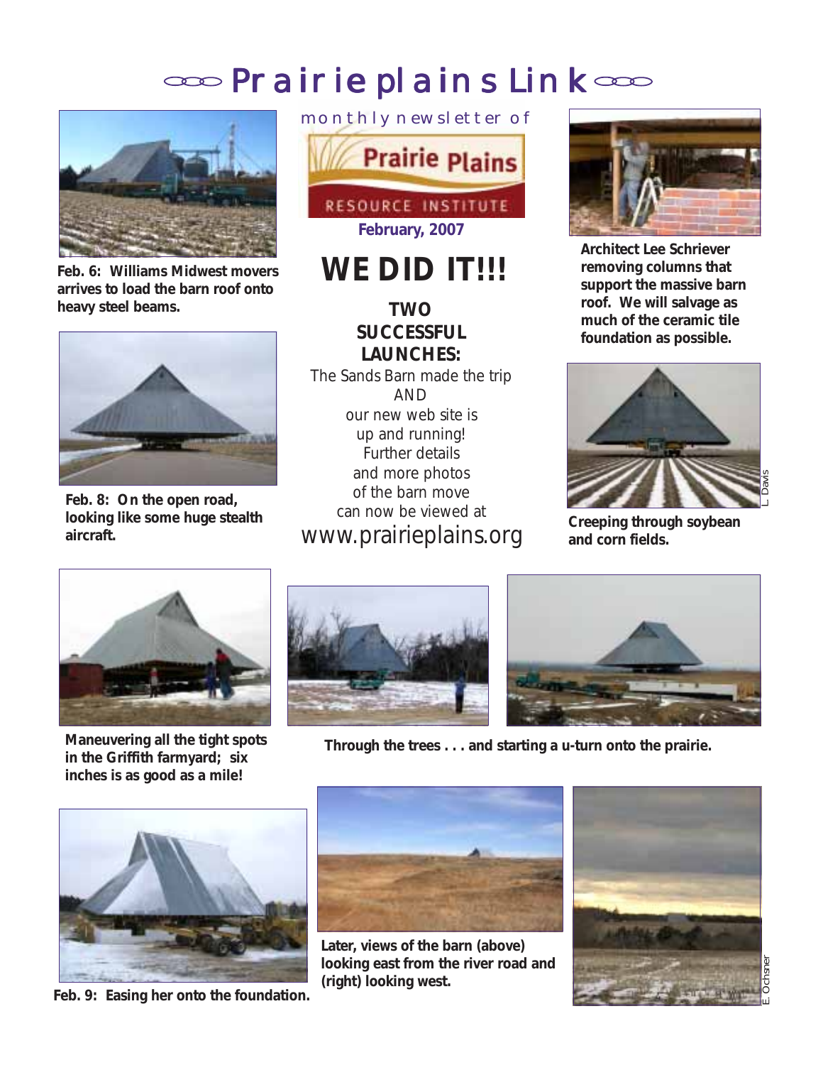# Prairie plains Link

monthly newsletter of

Prairie Plains RESOURCE INSTITUTE

**February, 2007**

## WE DID IT!!!

**TWO SUCCESSFUL LAUNCHES:**

The Sands Barn made the trip AND our new web site is up and running! Further details and more photos of the barn move can now be viewed at www.prairieplains.org

**Feb. 6: Williams Midwest movers arrives to load the barn roof onto heavy steel beams.**

**Feb. 8: On the open road, looking like some huge stealth aircraft.**

**Architect Lee Schriever removing columns that support the massive barn roof. We will salvage as much of the ceramic tile foundation as possible.**

L. Davis

**Creeping through soybean and corn fields.**

**Maneuvering all the tight spots in the Griffith farmyard; six inches is as good as a mile!**

**Through the trees . . . and starting a u-turn onto the prairie.**

**Feb. 9: Easing her onto the foundation.**

**Later, views of the barn (above) looking east from the river road and (right) looking west.**

E. Ochsner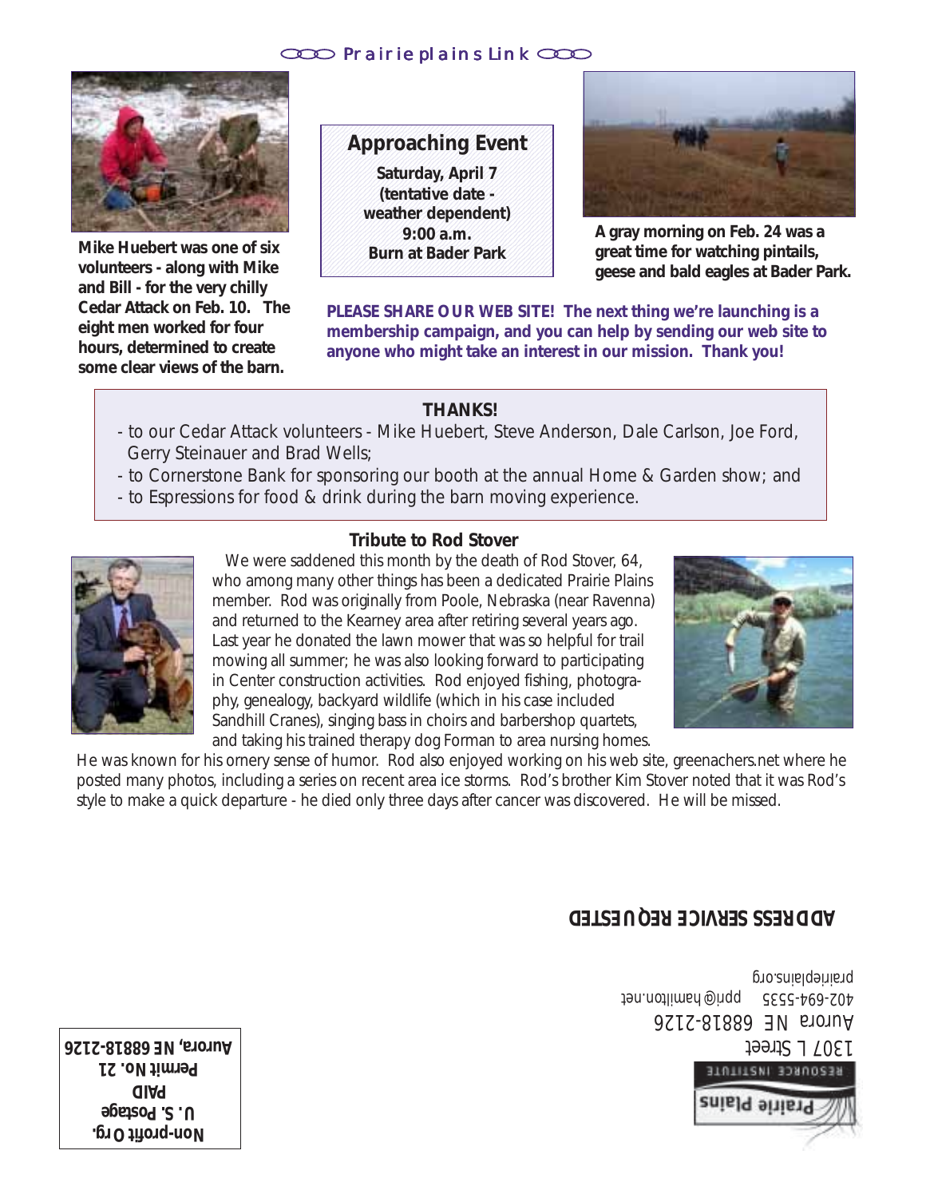Mike Huebert was one of six volunteers - along with Mike and Bill - for the very chilly Cedar Attack on Feb. 10. The eight men worked for four hours, determined to create some clear views of the barn.

## Approaching Event

**Saturday, April 7**
**(tentative date - weather dependent)**
**9:00 a.m.**
**Burn at Bader Park**

A gray morning on Feb. 24 was a great time for watching pintails, geese and bald eagles at Bader Park.

**PLEASE SHARE OUR WEB SITE! The next thing we're launching is a membership campaign, and you can help by sending our web site to anyone who might take an interest in our mission. Thank you!**

**THANKS!**

- to our Cedar Attack volunteers - Mike Huebert, Steve Anderson, Dale Carlson, Joe Ford, Gerry Steinauer and Brad Wells;
- to Cornerstone Bank for sponsoring our booth at the annual Home & Garden show; and
- to Espressions for food & drink during the barn moving experience.

### Tribute to Rod Stover

We were saddened this month by the death of Rod Stover, 64, who among many other things has been a dedicated Prairie Plains member. Rod was originally from Poole, Nebraska (near Ravenna) and returned to the Kearney area after retiring several years ago. Last year he donated the lawn mower that was so helpful for trail mowing all summer; he was also looking forward to participating in Center construction activities. Rod enjoyed fishing, photography, genealogy, backyard wildlife (which in his case included Sandhill Cranes), singing bass in choirs and barbershop quartets, and taking his trained therapy dog Forman to area nursing homes. He was known for his ornery sense of humor. Rod also enjoyed working on his web site, greenachers.net where he posted many photos, including a series on recent area ice storms. Rod's brother Kim Stover noted that it was Rod's style to make a quick departure - he died only three days after cancer was discovered. He will be missed.

Prairie Plains
RESOURCE INSTITUTE
1307 L Street
Aurora NE 68818-2126
402-694-5535 ppri@hamilton.net
prairieplains.org

**ADDRESS SERVICE REQUESTED**

**Non-profit Org.**
**U.S. Postage**
**PAID**
**Permit No. 21**
**Aurora, NE 68818-2126**